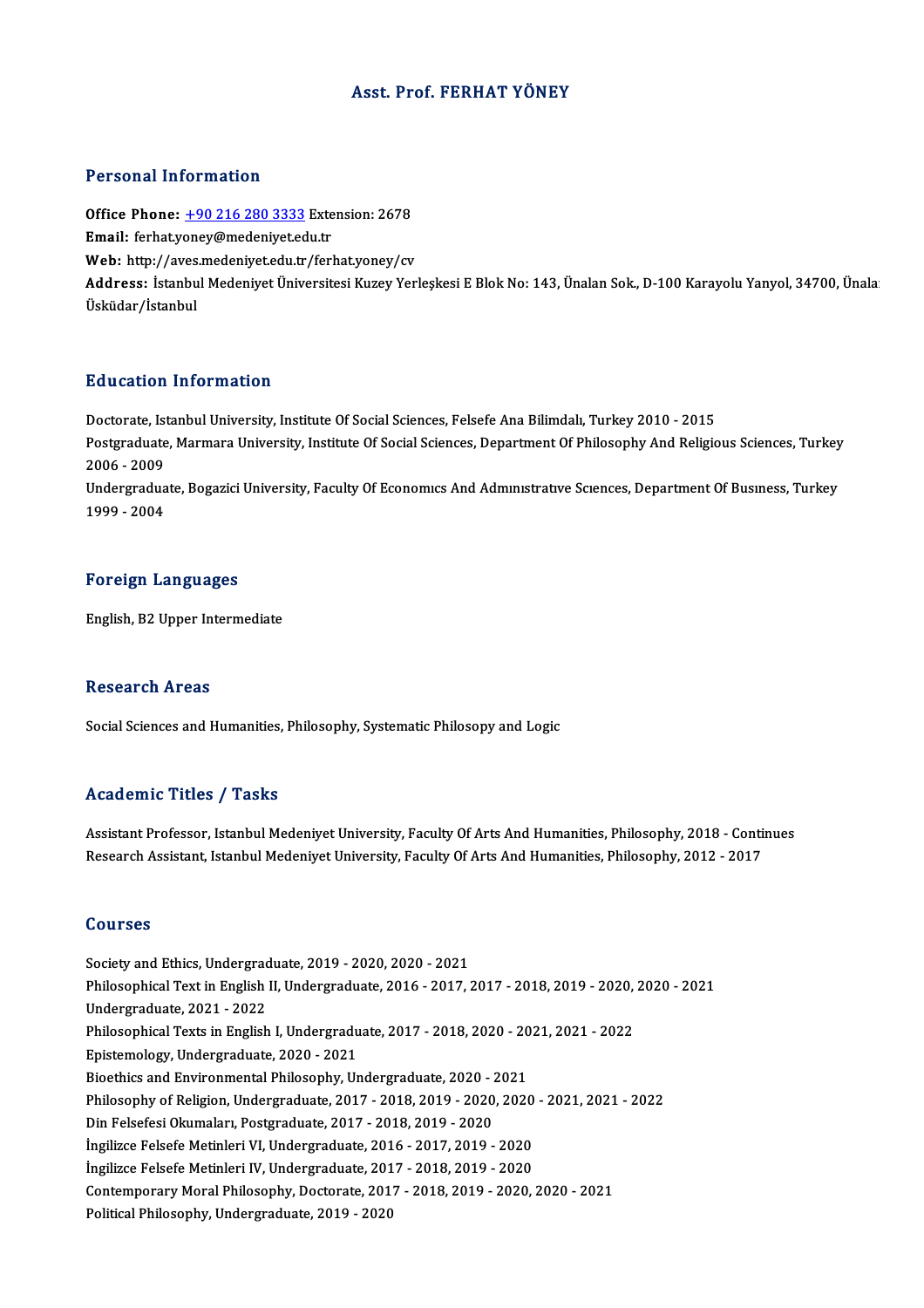# Asst. Prof. FERHAT YÖNEY

## Personal Information

**Office Phone:** +90 216 280 3333 Extension: 2678
**Email:** ferhat.yoney@medeniyet.edu.tr
**Web:** http://aves.medeniyet.edu.tr/ferhat.yoney/cv
**Address:** İstanbul Medeniyet Üniversitesi Kuzey Yerleşkesi E Blok No: 143, Ünalan Sok., D-100 Karayolu Yanyol, 34700, Ünalan Üsküdar/İstanbul

## Education Information

Doctorate, Istanbul University, Institute Of Social Sciences, Felsefe Ana Bilimdalı, Turkey 2010 - 2015
Postgraduate, Marmara University, Institute Of Social Sciences, Department Of Philosophy And Religious Sciences, Turkey 2006 - 2009
Undergraduate, Bogazici University, Faculty Of Economıcs And Admınıstratıve Scıences, Department Of Busıness, Turkey 1999 - 2004

## Foreign Languages

English, B2 Upper Intermediate

## Research Areas

Social Sciences and Humanities, Philosophy, Systematic Philosopy and Logic

## Academic Titles / Tasks

Assistant Professor, Istanbul Medeniyet University, Faculty Of Arts And Humanities, Philosophy, 2018 - Continues
Research Assistant, Istanbul Medeniyet University, Faculty Of Arts And Humanities, Philosophy, 2012 - 2017

## Courses

Society and Ethics, Undergraduate, 2019 - 2020, 2020 - 2021
Philosophical Text in English II, Undergraduate, 2016 - 2017, 2017 - 2018, 2019 - 2020, 2020 - 2021
Undergraduate, 2021 - 2022
Philosophical Texts in English I, Undergraduate, 2017 - 2018, 2020 - 2021, 2021 - 2022
Epistemology, Undergraduate, 2020 - 2021
Bioethics and Environmental Philosophy, Undergraduate, 2020 - 2021
Philosophy of Religion, Undergraduate, 2017 - 2018, 2019 - 2020, 2020 - 2021, 2021 - 2022
Din Felsefesi Okumaları, Postgraduate, 2017 - 2018, 2019 - 2020
İngilizce Felsefe Metinleri VI, Undergraduate, 2016 - 2017, 2019 - 2020
İngilizce Felsefe Metinleri IV, Undergraduate, 2017 - 2018, 2019 - 2020
Contemporary Moral Philosophy, Doctorate, 2017 - 2018, 2019 - 2020, 2020 - 2021
Political Philosophy, Undergraduate, 2019 - 2020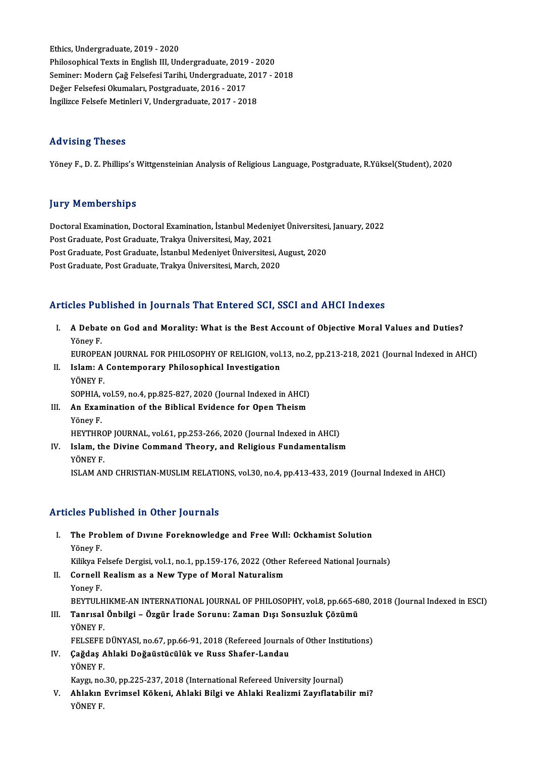Ethics, Undergraduate, 2019 - 2020
Philosophical Texts in English III, Undergraduate, 2019 - 2020
Seminer: Modern Çağ Felsefesi Tarihi, Undergraduate, 2017 - 2018
Değer Felsefesi Okumaları, Postgraduate, 2016 - 2017
İngilizce Felsefe Metinleri V, Undergraduate, 2017 - 2018

## Advising Theses

Yöney F., D. Z. Phillips's Wittgensteinian Analysis of Religious Language, Postgraduate, R.Yüksel(Student), 2020

## Jury Memberships

Doctoral Examination, Doctoral Examination, İstanbul Medeniyet Üniversitesi, January, 2022
Post Graduate, Post Graduate, Trakya Üniversitesi, May, 2021
Post Graduate, Post Graduate, İstanbul Medeniyet Üniversitesi, August, 2020
Post Graduate, Post Graduate, Trakya Üniversitesi, March, 2020

## Articles Published in Journals That Entered SCI, SSCI and AHCI Indexes

I. **A Debate on God and Morality: What is the Best Account of Objective Moral Values and Duties?**
Yöney F.
EUROPEAN JOURNAL FOR PHILOSOPHY OF RELIGION, vol.13, no.2, pp.213-218, 2021 (Journal Indexed in AHCI)

II. **Islam: A Contemporary Philosophical Investigation**
YÖNEY F.
SOPHIA, vol.59, no.4, pp.825-827, 2020 (Journal Indexed in AHCI)

III. **An Examination of the Biblical Evidence for Open Theism**
Yöney F.
HEYTHROP JOURNAL, vol.61, pp.253-266, 2020 (Journal Indexed in AHCI)

IV. **Islam, the Divine Command Theory, and Religious Fundamentalism**
YÖNEY F.
ISLAM AND CHRISTIAN-MUSLIM RELATIONS, vol.30, no.4, pp.413-433, 2019 (Journal Indexed in AHCI)

## Articles Published in Other Journals

I. **The Problem of Dıvıne Foreknowledge and Free Wıll: Ockhamist Solution**
Yöney F.
Kilikya Felsefe Dergisi, vol.1, no.1, pp.159-176, 2022 (Other Refereed National Journals)

II. **Cornell Realism as a New Type of Moral Naturalism**
Yoney F.
BEYTULHIKME-AN INTERNATIONAL JOURNAL OF PHILOSOPHY, vol.8, pp.665-680, 2018 (Journal Indexed in ESCI)

III. **Tanrısal Önbilgi – Özgür İrade Sorunu: Zaman Dışı Sonsuzluk Çözümü**
YÖNEY F.
FELSEFE DÜNYASI, no.67, pp.66-91, 2018 (Refereed Journals of Other Institutions)

IV. **Çağdaş Ahlaki Doğaüstücülük ve Russ Shafer-Landau**
YÖNEY F.
Kaygı, no.30, pp.225-237, 2018 (International Refereed University Journal)

V. **Ahlakın Evrimsel Kökeni, Ahlaki Bilgi ve Ahlaki Realizmi Zayıflatabilir mi?**
YÖNEY F.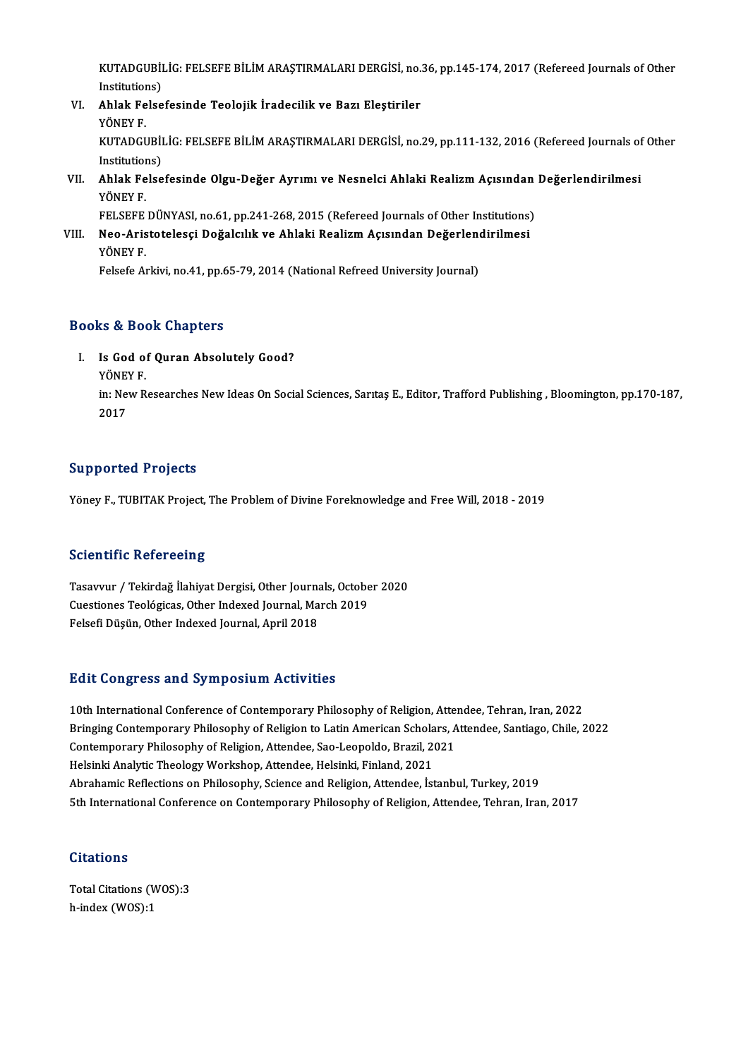KUTADGUBİLİG: FELSEFE BİLİM ARAŞTIRMALARI DERGİSİ, no.36, pp.145-174, 2017 (Refereed Journals of Other Institutions)

VI. **Ahlak Felsefesinde Teolojik İradecilik ve Bazı Eleştiriler**
YÖNEY F.
KUTADGUBİLİG: FELSEFE BİLİM ARAŞTIRMALARI DERGİSİ, no.29, pp.111-132, 2016 (Refereed Journals of Other Institutions)

VII. **Ahlak Felsefesinde Olgu-Değer Ayrımı ve Nesnelci Ahlaki Realizm Açısından Değerlendirilmesi**
YÖNEY F.
FELSEFE DÜNYASI, no.61, pp.241-268, 2015 (Refereed Journals of Other Institutions)

VIII. **Neo-Aristotelesçi Doğalcılık ve Ahlaki Realizm Açısından Değerlendirilmesi**
YÖNEY F.
Felsefe Arkivi, no.41, pp.65-79, 2014 (National Refreed University Journal)

## Books & Book Chapters

I. **Is God of Quran Absolutely Good?**
YÖNEY F.
in: New Researches New Ideas On Social Sciences, Sarıtaş E., Editor, Trafford Publishing , Bloomington, pp.170-187, 2017

## Supported Projects

Yöney F., TUBITAK Project, The Problem of Divine Foreknowledge and Free Will, 2018 - 2019

## Scientific Refereeing

Tasavvur / Tekirdağ İlahiyat Dergisi, Other Journals, October 2020
Cuestiones Teológicas, Other Indexed Journal, March 2019
Felsefi Düşün, Other Indexed Journal, April 2018

## Edit Congress and Symposium Activities

10th International Conference of Contemporary Philosophy of Religion, Attendee, Tehran, Iran, 2022
Bringing Contemporary Philosophy of Religion to Latin American Scholars, Attendee, Santiago, Chile, 2022
Contemporary Philosophy of Religion, Attendee, Sao-Leopoldo, Brazil, 2021
Helsinki Analytic Theology Workshop, Attendee, Helsinki, Finland, 2021
Abrahamic Reflections on Philosophy, Science and Religion, Attendee, İstanbul, Turkey, 2019
5th International Conference on Contemporary Philosophy of Religion, Attendee, Tehran, Iran, 2017

## Citations

Total Citations (WOS):3
h-index (WOS):1